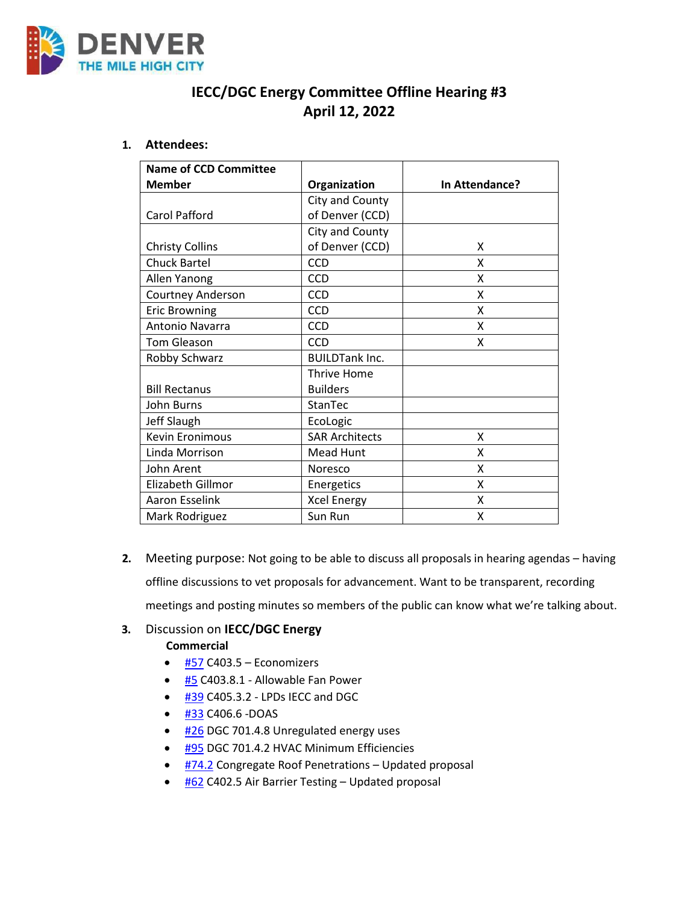# IECC/DGC Energy Committee Offline Hearing #3
## April 12, 2022

1. **Attendees:**

| Name of CCD Committee Member | Organization | In Attendance? |
|---|---|---|
| Carol Pafford | City and County of Denver (CCD) | |
| Christy Collins | City and County of Denver (CCD) | X |
| Chuck Bartel | CCD | X |
| Allen Yanong | CCD | X |
| Courtney Anderson | CCD | X |
| Eric Browning | CCD | X |
| Antonio Navarra | CCD | X |
| Tom Gleason | CCD | X |
| Robby Schwarz | BUILDTank Inc. | |
| Bill Rectanus | Thrive Home Builders | |
| John Burns | StanTec | |
| Jeff Slaugh | EcoLogic | |
| Kevin Eronimous | SAR Architects | X |
| Linda Morrison | Mead Hunt | X |
| John Arent | Noresco | X |
| Elizabeth Gillmor | Energetics | X |
| Aaron Esselink | Xcel Energy | X |
| Mark Rodriguez | Sun Run | X |

2. Meeting purpose: Not going to be able to discuss all proposals in hearing agendas – having offline discussions to vet proposals for advancement. Want to be transparent, recording meetings and posting minutes so members of the public can know what we're talking about.

3. Discussion on **IECC/DGC Energy**

   **Commercial**

   - #57 C403.5 – Economizers
   - #5 C403.8.1 - Allowable Fan Power
   - #39 C405.3.2 - LPDs IECC and DGC
   - #33 C406.6 -DOAS
   - #26 DGC 701.4.8 Unregulated energy uses
   - #95 DGC 701.4.2 HVAC Minimum Efficiencies
   - #74.2 Congregate Roof Penetrations – Updated proposal
   - #62 C402.5 Air Barrier Testing – Updated proposal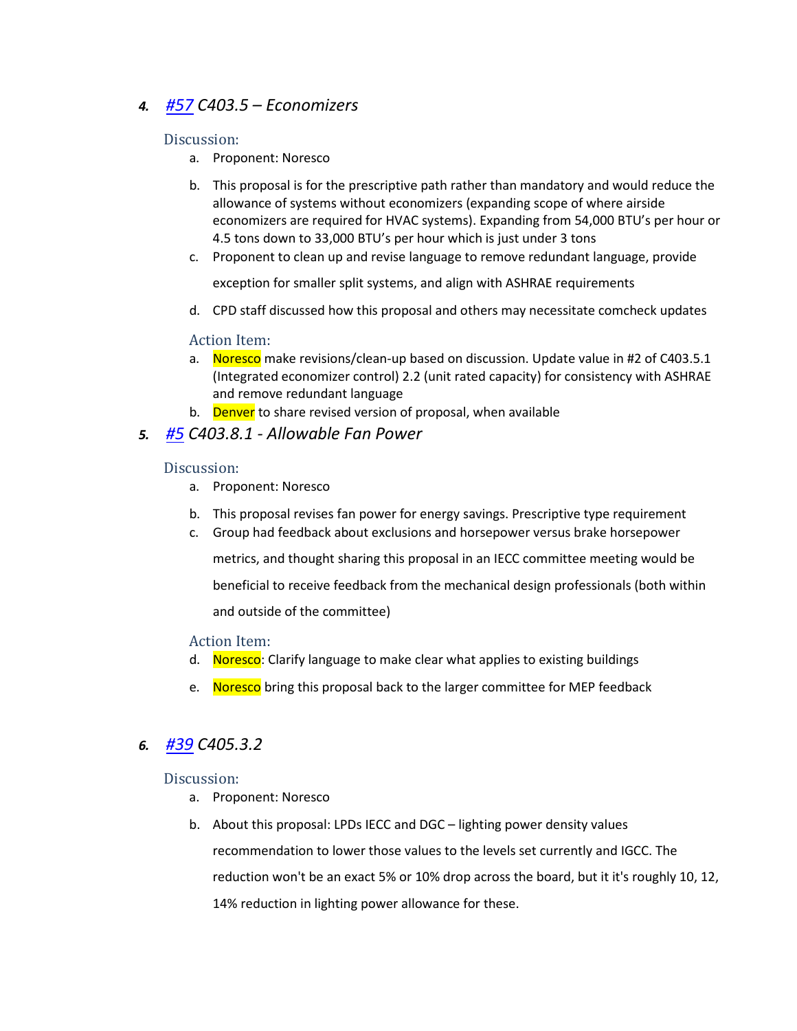4. ***[#57](#) C403.5 – Economizers***

Discussion:

a. Proponent: Noresco

b. This proposal is for the prescriptive path rather than mandatory and would reduce the allowance of systems without economizers (expanding scope of where airside economizers are required for HVAC systems). Expanding from 54,000 BTU's per hour or 4.5 tons down to 33,000 BTU's per hour which is just under 3 tons

c. Proponent to clean up and revise language to remove redundant language, provide exception for smaller split systems, and align with ASHRAE requirements

d. CPD staff discussed how this proposal and others may necessitate comcheck updates

Action Item:

a. Noresco make revisions/clean-up based on discussion. Update value in #2 of C403.5.1 (Integrated economizer control) 2.2 (unit rated capacity) for consistency with ASHRAE and remove redundant language

b. Denver to share revised version of proposal, when available

5. ***[#5](#) C403.8.1 - Allowable Fan Power***

Discussion:

a. Proponent: Noresco

b. This proposal revises fan power for energy savings. Prescriptive type requirement

c. Group had feedback about exclusions and horsepower versus brake horsepower metrics, and thought sharing this proposal in an IECC committee meeting would be beneficial to receive feedback from the mechanical design professionals (both within and outside of the committee)

Action Item:

d. Noresco: Clarify language to make clear what applies to existing buildings

e. Noresco bring this proposal back to the larger committee for MEP feedback

6. ***[#39](#) C405.3.2***

Discussion:

a. Proponent: Noresco

b. About this proposal: LPDs IECC and DGC – lighting power density values recommendation to lower those values to the levels set currently and IGCC. The reduction won't be an exact 5% or 10% drop across the board, but it it's roughly 10, 12, 14% reduction in lighting power allowance for these.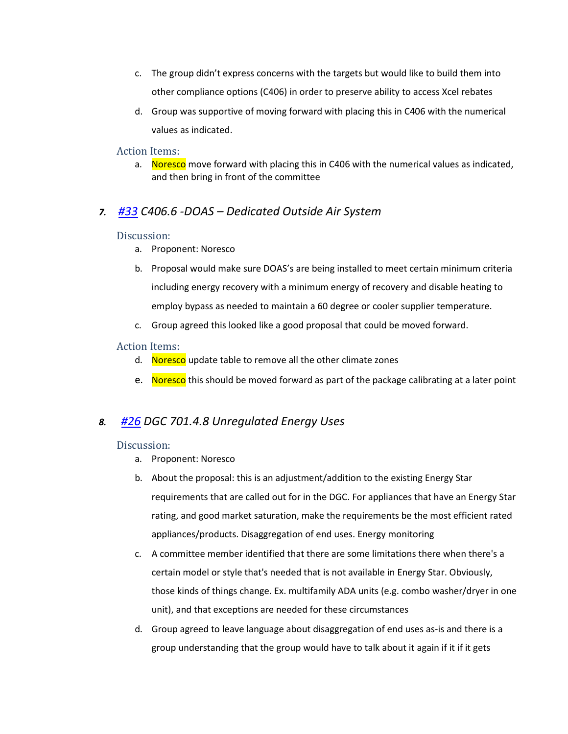c. The group didn't express concerns with the targets but would like to build them into other compliance options (C406) in order to preserve ability to access Xcel rebates

d. Group was supportive of moving forward with placing this in C406 with the numerical values as indicated.

### Action Items:

a. Noresco move forward with placing this in C406 with the numerical values as indicated, and then bring in front of the committee

## *7. [#33](#) C406.6 -DOAS – Dedicated Outside Air System*

### Discussion:

a. Proponent: Noresco

b. Proposal would make sure DOAS's are being installed to meet certain minimum criteria including energy recovery with a minimum energy of recovery and disable heating to employ bypass as needed to maintain a 60 degree or cooler supplier temperature.

c. Group agreed this looked like a good proposal that could be moved forward.

### Action Items:

d. Noresco update table to remove all the other climate zones

e. Noresco this should be moved forward as part of the package calibrating at a later point

## *8. [#26](#) DGC 701.4.8 Unregulated Energy Uses*

### Discussion:

a. Proponent: Noresco

b. About the proposal: this is an adjustment/addition to the existing Energy Star requirements that are called out for in the DGC. For appliances that have an Energy Star rating, and good market saturation, make the requirements be the most efficient rated appliances/products. Disaggregation of end uses. Energy monitoring

c. A committee member identified that there are some limitations there when there's a certain model or style that's needed that is not available in Energy Star. Obviously, those kinds of things change. Ex. multifamily ADA units (e.g. combo washer/dryer in one unit), and that exceptions are needed for these circumstances

d. Group agreed to leave language about disaggregation of end uses as-is and there is a group understanding that the group would have to talk about it again if it if it gets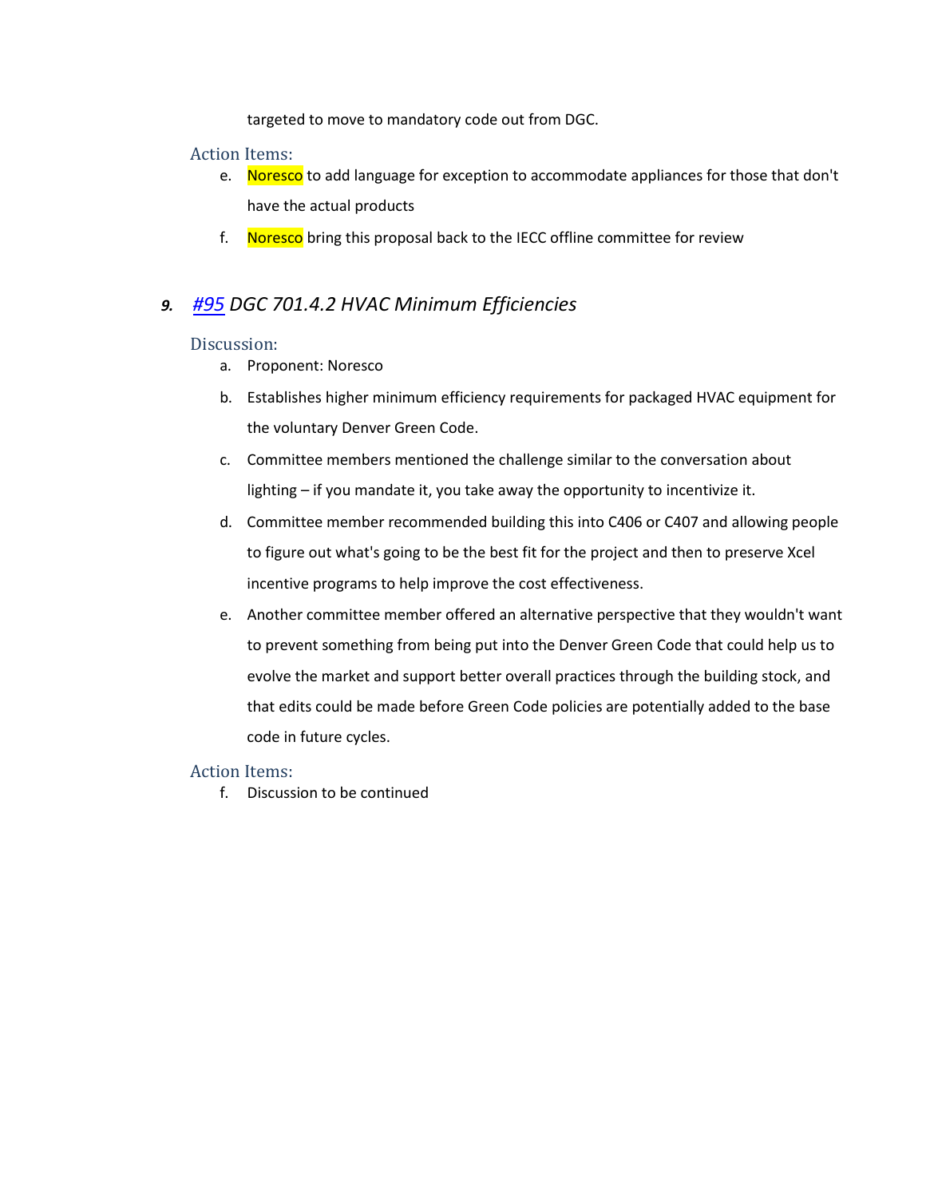targeted to move to mandatory code out from DGC.

Action Items:

e. Noresco to add language for exception to accommodate appliances for those that don't have the actual products

f. Noresco bring this proposal back to the IECC offline committee for review

### 9. *#95 DGC 701.4.2 HVAC Minimum Efficiencies*

Discussion:

a. Proponent: Noresco

b. Establishes higher minimum efficiency requirements for packaged HVAC equipment for the voluntary Denver Green Code.

c. Committee members mentioned the challenge similar to the conversation about lighting – if you mandate it, you take away the opportunity to incentivize it.

d. Committee member recommended building this into C406 or C407 and allowing people to figure out what's going to be the best fit for the project and then to preserve Xcel incentive programs to help improve the cost effectiveness.

e. Another committee member offered an alternative perspective that they wouldn't want to prevent something from being put into the Denver Green Code that could help us to evolve the market and support better overall practices through the building stock, and that edits could be made before Green Code policies are potentially added to the base code in future cycles.

Action Items:

f. Discussion to be continued